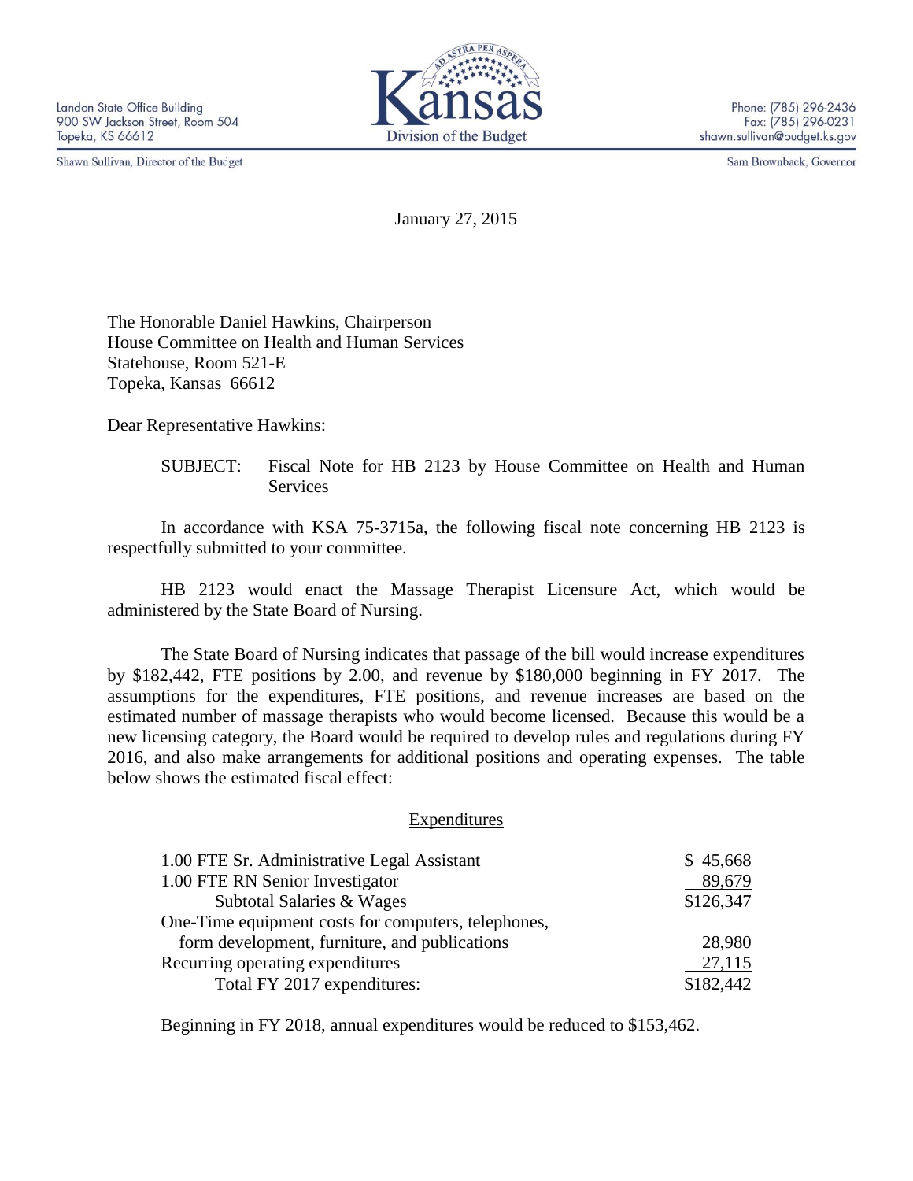Landon State Office Building
900 SW Jackson Street, Room 504
Topeka, KS 66612

Shawn Sullivan, Director of the Budget

Kansas
Division of the Budget

Phone: (785) 296-2436
Fax: (785) 296-0231
shawn.sullivan@budget.ks.gov

Sam Brownback, Governor

January 27, 2015

The Honorable Daniel Hawkins, Chairperson
House Committee on Health and Human Services
Statehouse, Room 521-E
Topeka, Kansas 66612

Dear Representative Hawkins:

SUBJECT: Fiscal Note for HB 2123 by House Committee on Health and Human Services

In accordance with KSA 75-3715a, the following fiscal note concerning HB 2123 is respectfully submitted to your committee.

HB 2123 would enact the Massage Therapist Licensure Act, which would be administered by the State Board of Nursing.

The State Board of Nursing indicates that passage of the bill would increase expenditures by $182,442, FTE positions by 2.00, and revenue by $180,000 beginning in FY 2017. The assumptions for the expenditures, FTE positions, and revenue increases are based on the estimated number of massage therapists who would become licensed. Because this would be a new licensing category, the Board would be required to develop rules and regulations during FY 2016, and also make arrangements for additional positions and operating expenses. The table below shows the estimated fiscal effect:

**Expenditures**

| | |
|---|---|
| 1.00 FTE Sr. Administrative Legal Assistant | $ 45,668 |
| 1.00 FTE RN Senior Investigator | 89,679 |
| Subtotal Salaries & Wages | $126,347 |
| One-Time equipment costs for computers, telephones, form development, furniture, and publications | 28,980 |
| Recurring operating expenditures | 27,115 |
| Total FY 2017 expenditures: | $182,442 |

Beginning in FY 2018, annual expenditures would be reduced to $153,462.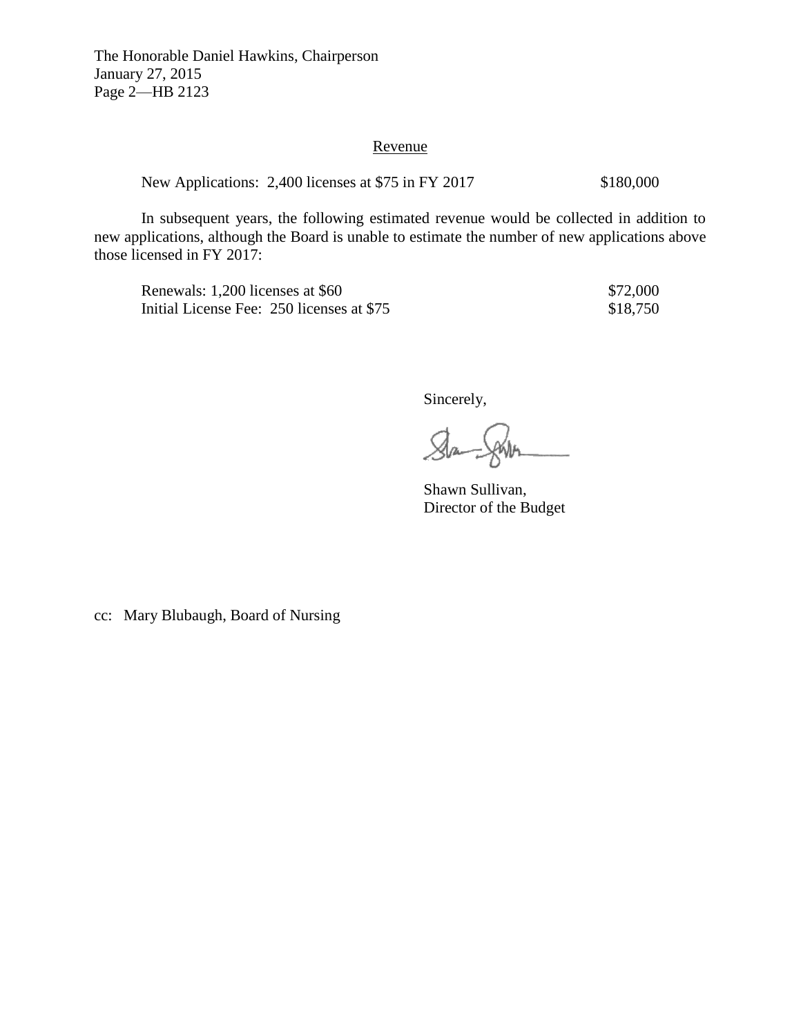The Honorable Daniel Hawkins, Chairperson
January 27, 2015
Page 2—HB 2123

Revenue

| | |
|---|---|
| New Applications: 2,400 licenses at $75 in FY 2017 | $180,000 |

In subsequent years, the following estimated revenue would be collected in addition to new applications, although the Board is unable to estimate the number of new applications above those licensed in FY 2017:

| | |
|---|---|
| Renewals: 1,200 licenses at $60 | $72,000 |
| Initial License Fee: 250 licenses at $75 | $18,750 |

Sincerely,

Shawn Sullivan,
Director of the Budget

cc: Mary Blubaugh, Board of Nursing